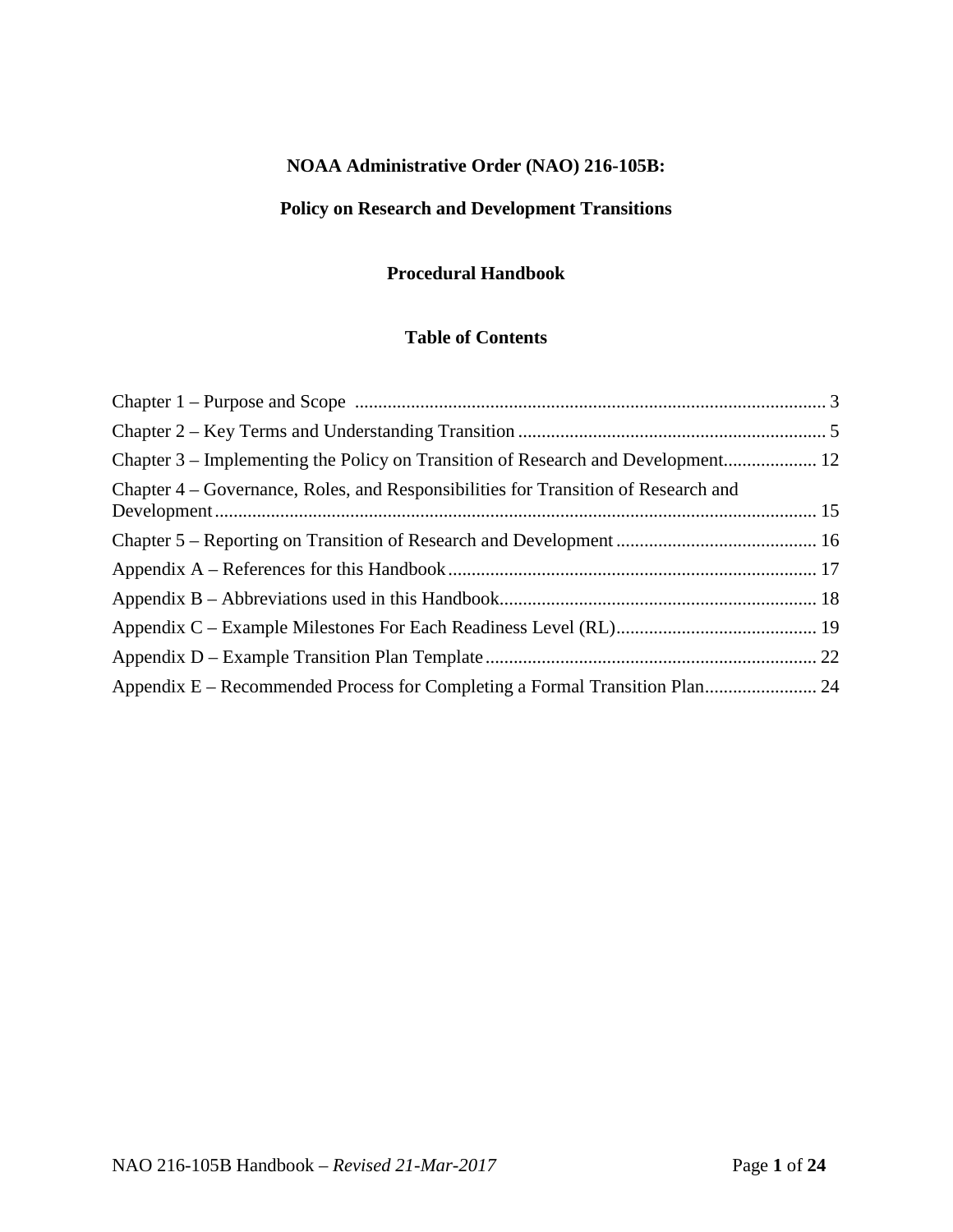**NOAA Administrative Order (NAO) 216-105B:**

**Policy on Research and Development Transitions**

**Procedural Handbook**

**Table of Contents**

Chapter 1 – Purpose and Scope ..................................................................................................... 3

Chapter 2 – Key Terms and Understanding Transition .................................................................. 5

Chapter 3 – Implementing the Policy on Transition of Research and Development.................... 12

Chapter 4 – Governance, Roles, and Responsibilities for Transition of Research and Development................................................................................................................................ 15

Chapter 5 – Reporting on Transition of Research and Development ........................................... 16

Appendix A – References for this Handbook ............................................................................... 17

Appendix B – Abbreviations used in this Handbook.................................................................... 18

Appendix C – Example Milestones For Each Readiness Level (RL)........................................... 19

Appendix D – Example Transition Plan Template ....................................................................... 22

Appendix E – Recommended Process for Completing a Formal Transition Plan........................ 24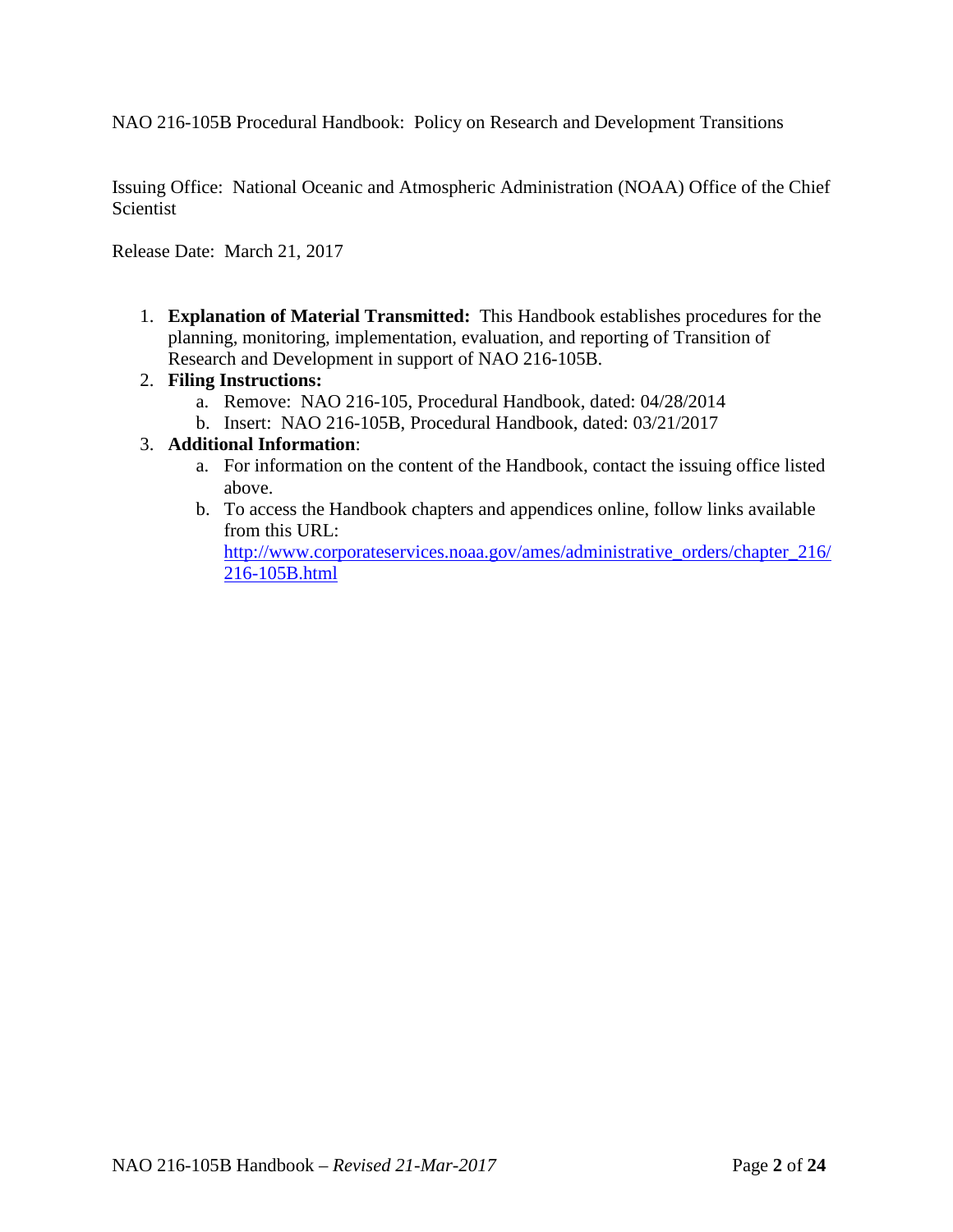NAO 216-105B Procedural Handbook: Policy on Research and Development Transitions

Issuing Office: National Oceanic and Atmospheric Administration (NOAA) Office of the Chief Scientist

Release Date: March 21, 2017

1. **Explanation of Material Transmitted:** This Handbook establishes procedures for the planning, monitoring, implementation, evaluation, and reporting of Transition of Research and Development in support of NAO 216-105B.
2. **Filing Instructions:**
   a. Remove: NAO 216-105, Procedural Handbook, dated: 04/28/2014
   b. Insert: NAO 216-105B, Procedural Handbook, dated: 03/21/2017
3. **Additional Information**:
   a. For information on the content of the Handbook, contact the issuing office listed above.
   b. To access the Handbook chapters and appendices online, follow links available from this URL: [http://www.corporateservices.noaa.gov/ames/administrative_orders/chapter_216/216-105B.html](http://www.corporateservices.noaa.gov/ames/administrative_orders/chapter_216/216-105B.html)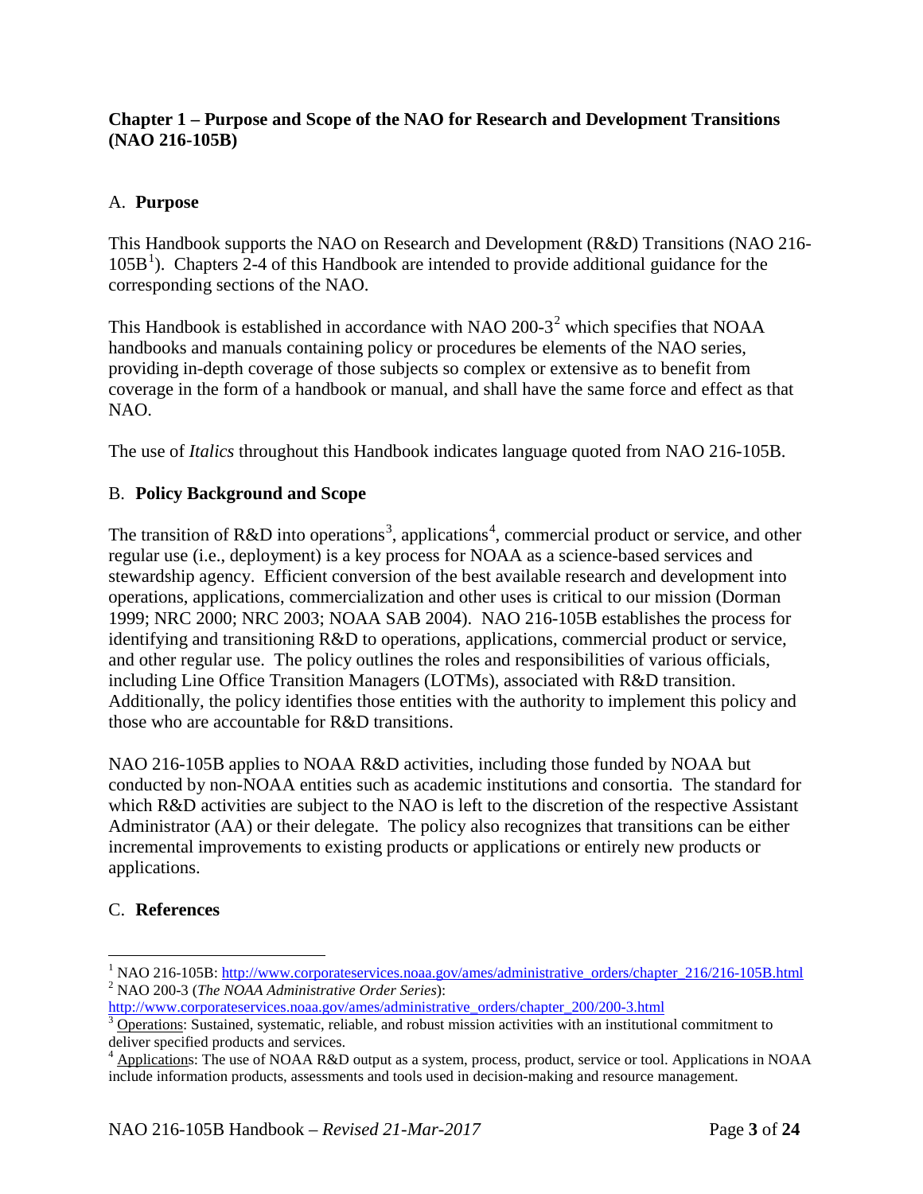## Chapter 1 – Purpose and Scope of the NAO for Research and Development Transitions (NAO 216-105B)

### A. **Purpose**

This Handbook supports the NAO on Research and Development (R&D) Transitions (NAO 216-105B[1]). Chapters 2-4 of this Handbook are intended to provide additional guidance for the corresponding sections of the NAO.

This Handbook is established in accordance with NAO 200-3[2] which specifies that NOAA handbooks and manuals containing policy or procedures be elements of the NAO series, providing in-depth coverage of those subjects so complex or extensive as to benefit from coverage in the form of a handbook or manual, and shall have the same force and effect as that NAO.

The use of *Italics* throughout this Handbook indicates language quoted from NAO 216-105B.

### B. **Policy Background and Scope**

The transition of R&D into operations[3], applications[4], commercial product or service, and other regular use (i.e., deployment) is a key process for NOAA as a science-based services and stewardship agency. Efficient conversion of the best available research and development into operations, applications, commercialization and other uses is critical to our mission (Dorman 1999; NRC 2000; NRC 2003; NOAA SAB 2004). NAO 216-105B establishes the process for identifying and transitioning R&D to operations, applications, commercial product or service, and other regular use. The policy outlines the roles and responsibilities of various officials, including Line Office Transition Managers (LOTMs), associated with R&D transition. Additionally, the policy identifies those entities with the authority to implement this policy and those who are accountable for R&D transitions.

NAO 216-105B applies to NOAA R&D activities, including those funded by NOAA but conducted by non-NOAA entities such as academic institutions and consortia. The standard for which R&D activities are subject to the NAO is left to the discretion of the respective Assistant Administrator (AA) or their delegate. The policy also recognizes that transitions can be either incremental improvements to existing products or applications or entirely new products or applications.

### C. **References**

---

[1] NAO 216-105B: http://www.corporateservices.noaa.gov/ames/administrative_orders/chapter_216/216-105B.html

[2] NAO 200-3 (*The NOAA Administrative Order Series*): http://www.corporateservices.noaa.gov/ames/administrative_orders/chapter_200/200-3.html

[3] Operations: Sustained, systematic, reliable, and robust mission activities with an institutional commitment to deliver specified products and services.

[4] Applications: The use of NOAA R&D output as a system, process, product, service or tool. Applications in NOAA include information products, assessments and tools used in decision-making and resource management.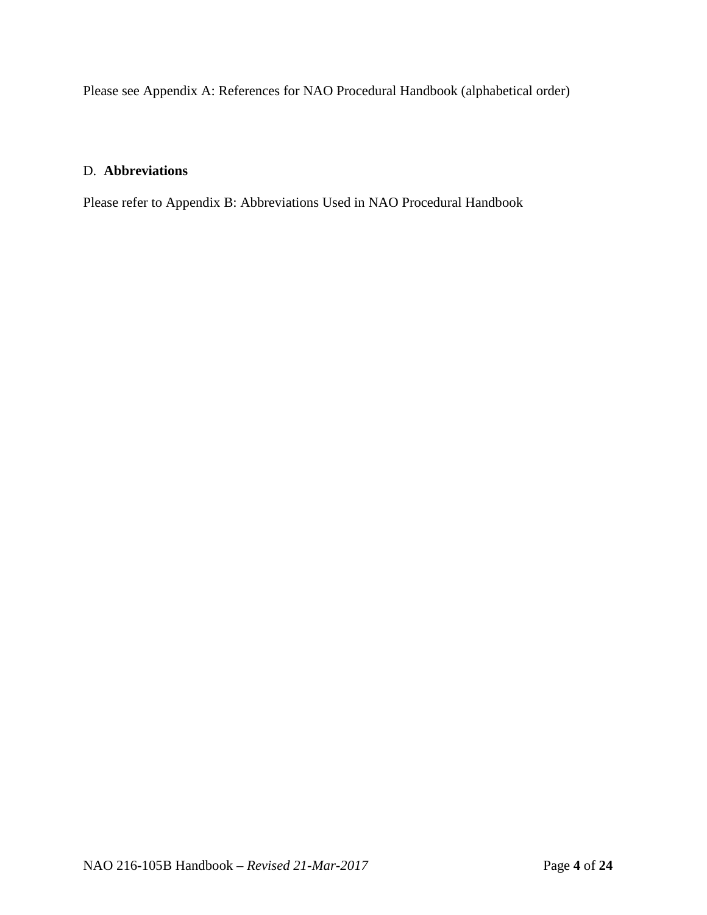Please see Appendix A: References for NAO Procedural Handbook (alphabetical order)

## D. **Abbreviations**

Please refer to Appendix B: Abbreviations Used in NAO Procedural Handbook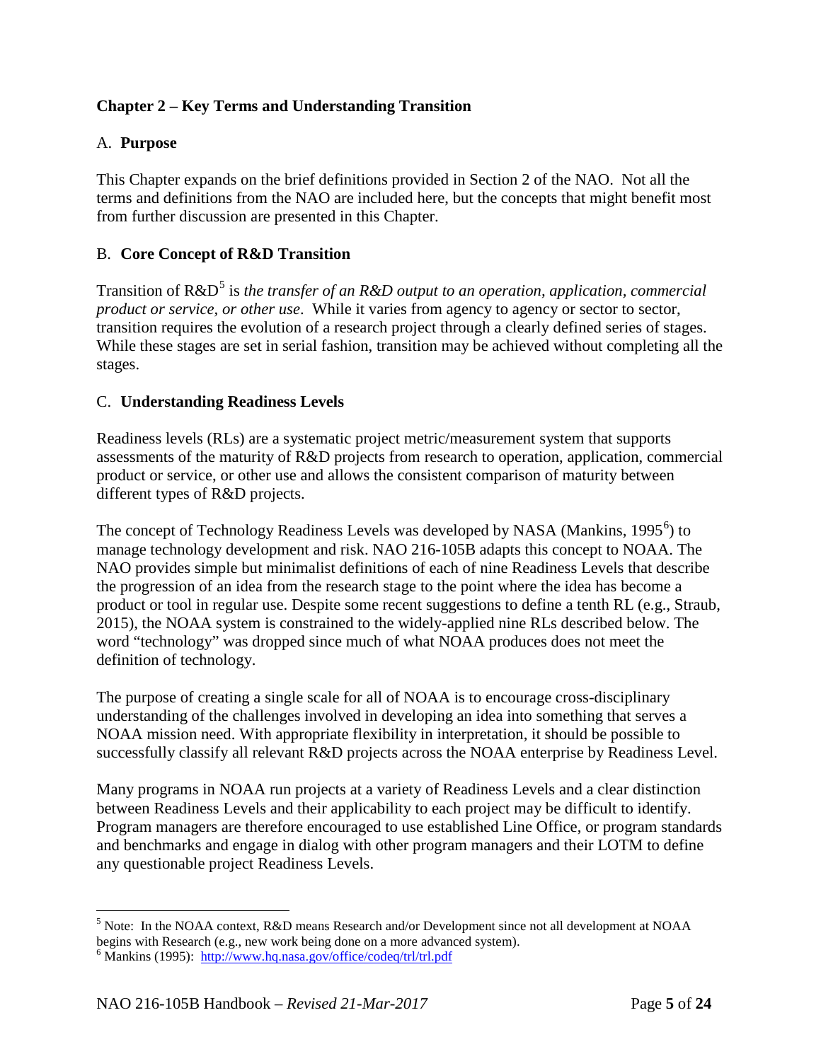## Chapter 2 – Key Terms and Understanding Transition

### A. Purpose

This Chapter expands on the brief definitions provided in Section 2 of the NAO. Not all the terms and definitions from the NAO are included here, but the concepts that might benefit most from further discussion are presented in this Chapter.

### B. Core Concept of R&D Transition

Transition of R&D[5] is *the transfer of an R&D output to an operation, application, commercial product or service, or other use*. While it varies from agency to agency or sector to sector, transition requires the evolution of a research project through a clearly defined series of stages. While these stages are set in serial fashion, transition may be achieved without completing all the stages.

### C. Understanding Readiness Levels

Readiness levels (RLs) are a systematic project metric/measurement system that supports assessments of the maturity of R&D projects from research to operation, application, commercial product or service, or other use and allows the consistent comparison of maturity between different types of R&D projects.

The concept of Technology Readiness Levels was developed by NASA (Mankins, 1995[6]) to manage technology development and risk. NAO 216-105B adapts this concept to NOAA. The NAO provides simple but minimalist definitions of each of nine Readiness Levels that describe the progression of an idea from the research stage to the point where the idea has become a product or tool in regular use. Despite some recent suggestions to define a tenth RL (e.g., Straub, 2015), the NOAA system is constrained to the widely-applied nine RLs described below. The word "technology" was dropped since much of what NOAA produces does not meet the definition of technology.

The purpose of creating a single scale for all of NOAA is to encourage cross-disciplinary understanding of the challenges involved in developing an idea into something that serves a NOAA mission need. With appropriate flexibility in interpretation, it should be possible to successfully classify all relevant R&D projects across the NOAA enterprise by Readiness Level.

Many programs in NOAA run projects at a variety of Readiness Levels and a clear distinction between Readiness Levels and their applicability to each project may be difficult to identify. Program managers are therefore encouraged to use established Line Office, or program standards and benchmarks and engage in dialog with other program managers and their LOTM to define any questionable project Readiness Levels.

---

[5] Note: In the NOAA context, R&D means Research and/or Development since not all development at NOAA begins with Research (e.g., new work being done on a more advanced system).

[6] Mankins (1995): http://www.hq.nasa.gov/office/codeq/trl/trl.pdf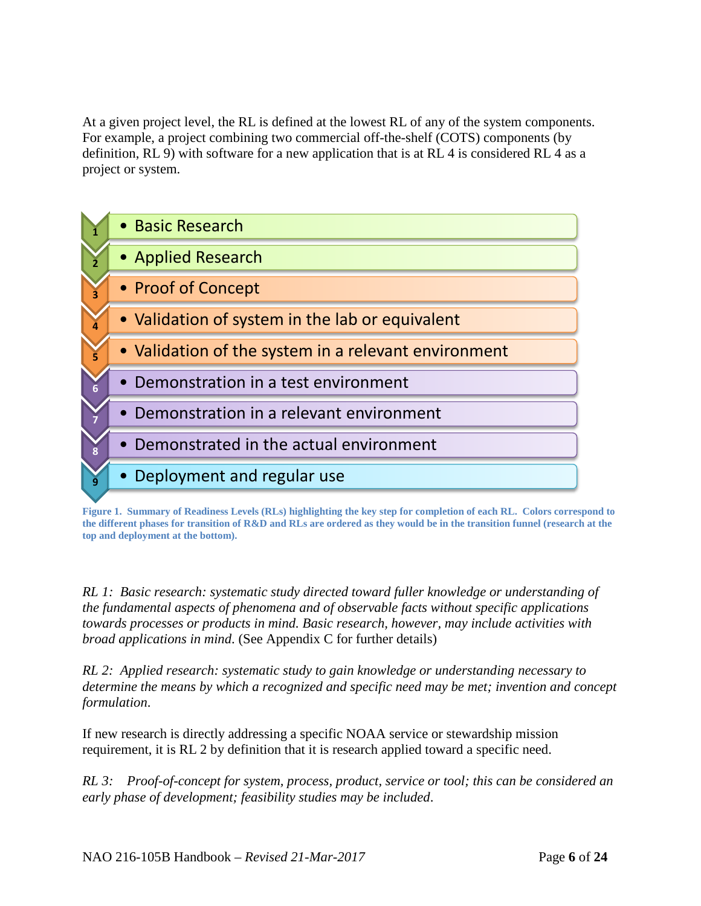At a given project level, the RL is defined at the lowest RL of any of the system components. For example, a project combining two commercial off-the-shelf (COTS) components (by definition, RL 9) with software for a new application that is at RL 4 is considered RL 4 as a project or system.

1. Basic Research
2. Applied Research
3. Proof of Concept
4. Validation of system in the lab or equivalent
5. Validation of the system in a relevant environment
6. Demonstration in a test environment
7. Demonstration in a relevant environment
8. Demonstrated in the actual environment
9. Deployment and regular use

**Figure 1. Summary of Readiness Levels (RLs) highlighting the key step for completion of each RL. Colors correspond to the different phases for transition of R&D and RLs are ordered as they would be in the transition funnel (research at the top and deployment at the bottom).**

*RL 1: Basic research: systematic study directed toward fuller knowledge or understanding of the fundamental aspects of phenomena and of observable facts without specific applications towards processes or products in mind. Basic research, however, may include activities with broad applications in mind*. (See Appendix C for further details)

*RL 2: Applied research: systematic study to gain knowledge or understanding necessary to determine the means by which a recognized and specific need may be met; invention and concept formulation*.

If new research is directly addressing a specific NOAA service or stewardship mission requirement, it is RL 2 by definition that it is research applied toward a specific need.

*RL 3: Proof-of-concept for system, process, product, service or tool; this can be considered an early phase of development; feasibility studies may be included*.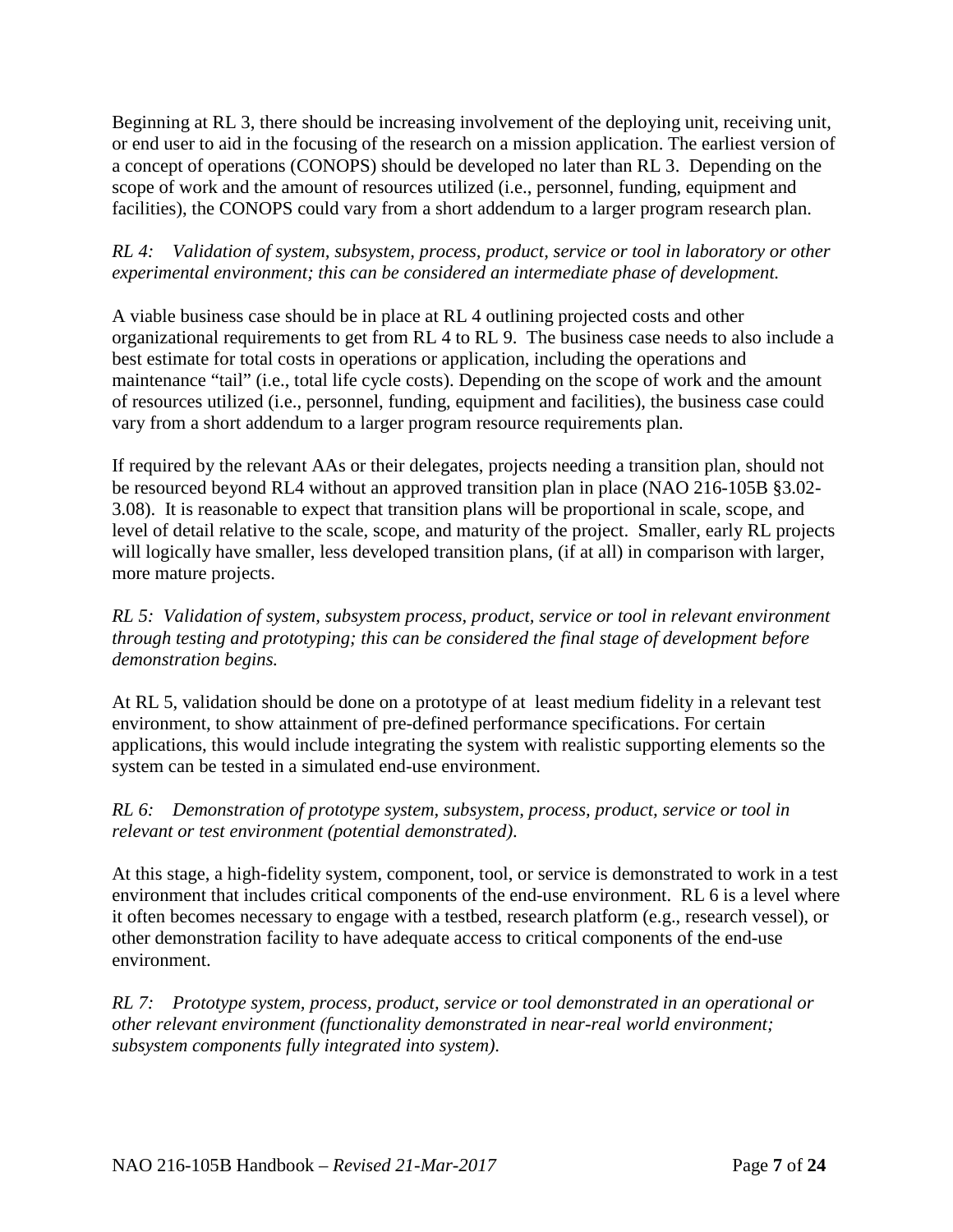Beginning at RL 3, there should be increasing involvement of the deploying unit, receiving unit, or end user to aid in the focusing of the research on a mission application. The earliest version of a concept of operations (CONOPS) should be developed no later than RL 3. Depending on the scope of work and the amount of resources utilized (i.e., personnel, funding, equipment and facilities), the CONOPS could vary from a short addendum to a larger program research plan.

*RL 4: Validation of system, subsystem, process, product, service or tool in laboratory or other experimental environment; this can be considered an intermediate phase of development.*

A viable business case should be in place at RL 4 outlining projected costs and other organizational requirements to get from RL 4 to RL 9. The business case needs to also include a best estimate for total costs in operations or application, including the operations and maintenance "tail" (i.e., total life cycle costs). Depending on the scope of work and the amount of resources utilized (i.e., personnel, funding, equipment and facilities), the business case could vary from a short addendum to a larger program resource requirements plan.

If required by the relevant AAs or their delegates, projects needing a transition plan, should not be resourced beyond RL4 without an approved transition plan in place (NAO 216-105B §3.02-3.08). It is reasonable to expect that transition plans will be proportional in scale, scope, and level of detail relative to the scale, scope, and maturity of the project. Smaller, early RL projects will logically have smaller, less developed transition plans, (if at all) in comparison with larger, more mature projects.

*RL 5: Validation of system, subsystem process, product, service or tool in relevant environment through testing and prototyping; this can be considered the final stage of development before demonstration begins.*

At RL 5, validation should be done on a prototype of at least medium fidelity in a relevant test environment, to show attainment of pre-defined performance specifications. For certain applications, this would include integrating the system with realistic supporting elements so the system can be tested in a simulated end-use environment.

*RL 6: Demonstration of prototype system, subsystem, process, product, service or tool in relevant or test environment (potential demonstrated).*

At this stage, a high-fidelity system, component, tool, or service is demonstrated to work in a test environment that includes critical components of the end-use environment. RL 6 is a level where it often becomes necessary to engage with a testbed, research platform (e.g., research vessel), or other demonstration facility to have adequate access to critical components of the end-use environment.

*RL 7: Prototype system, process, product, service or tool demonstrated in an operational or other relevant environment (functionality demonstrated in near-real world environment; subsystem components fully integrated into system).*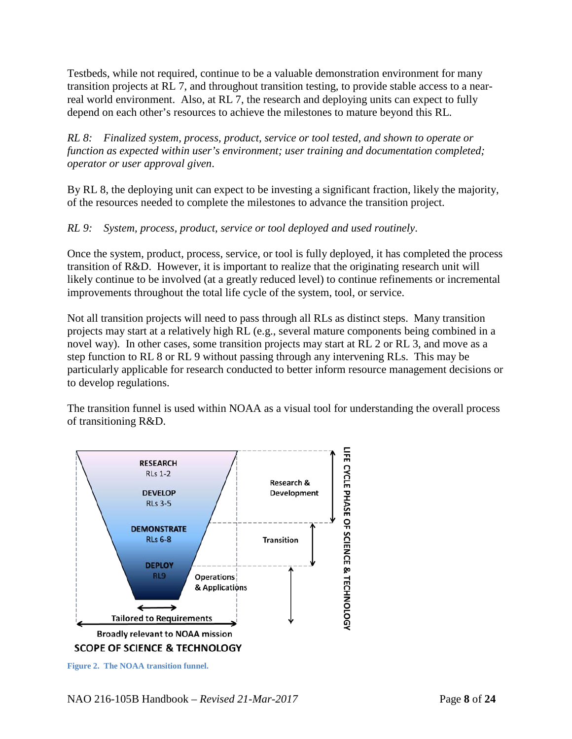Testbeds, while not required, continue to be a valuable demonstration environment for many transition projects at RL 7, and throughout transition testing, to provide stable access to a near-real world environment. Also, at RL 7, the research and deploying units can expect to fully depend on each other's resources to achieve the milestones to mature beyond this RL.

*RL 8: Finalized system, process, product, service or tool tested, and shown to operate or function as expected within user's environment; user training and documentation completed; operator or user approval given.*

By RL 8, the deploying unit can expect to be investing a significant fraction, likely the majority, of the resources needed to complete the milestones to advance the transition project.

*RL 9: System, process, product, service or tool deployed and used routinely.*

Once the system, product, process, service, or tool is fully deployed, it has completed the process transition of R&D. However, it is important to realize that the originating research unit will likely continue to be involved (at a greatly reduced level) to continue refinements or incremental improvements throughout the total life cycle of the system, tool, or service.

Not all transition projects will need to pass through all RLs as distinct steps. Many transition projects may start at a relatively high RL (e.g., several mature components being combined in a novel way). In other cases, some transition projects may start at RL 2 or RL 3, and move as a step function to RL 8 or RL 9 without passing through any intervening RLs. This may be particularly applicable for research conducted to better inform resource management decisions or to develop regulations.

The transition funnel is used within NOAA as a visual tool for understanding the overall process of transitioning R&D.

**Figure 2. The NOAA transition funnel.**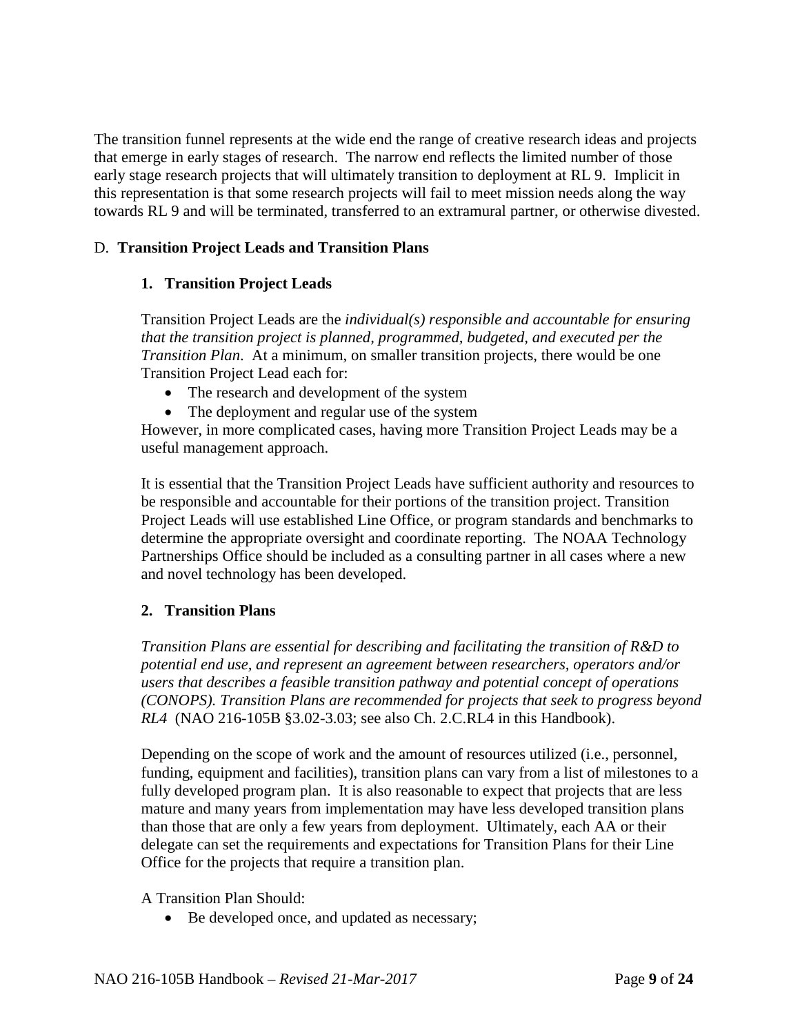The transition funnel represents at the wide end the range of creative research ideas and projects that emerge in early stages of research. The narrow end reflects the limited number of those early stage research projects that will ultimately transition to deployment at RL 9. Implicit in this representation is that some research projects will fail to meet mission needs along the way towards RL 9 and will be terminated, transferred to an extramural partner, or otherwise divested.

### D. Transition Project Leads and Transition Plans

#### 1. Transition Project Leads

Transition Project Leads are the *individual(s) responsible and accountable for ensuring that the transition project is planned, programmed, budgeted, and executed per the Transition Plan*. At a minimum, on smaller transition projects, there would be one Transition Project Lead each for:

- The research and development of the system
- The deployment and regular use of the system

However, in more complicated cases, having more Transition Project Leads may be a useful management approach.

It is essential that the Transition Project Leads have sufficient authority and resources to be responsible and accountable for their portions of the transition project. Transition Project Leads will use established Line Office, or program standards and benchmarks to determine the appropriate oversight and coordinate reporting. The NOAA Technology Partnerships Office should be included as a consulting partner in all cases where a new and novel technology has been developed.

#### 2. Transition Plans

*Transition Plans are essential for describing and facilitating the transition of R&D to potential end use, and represent an agreement between researchers, operators and/or users that describes a feasible transition pathway and potential concept of operations (CONOPS). Transition Plans are recommended for projects that seek to progress beyond RL4* (NAO 216-105B §3.02-3.03; see also Ch. 2.C.RL4 in this Handbook).

Depending on the scope of work and the amount of resources utilized (i.e., personnel, funding, equipment and facilities), transition plans can vary from a list of milestones to a fully developed program plan. It is also reasonable to expect that projects that are less mature and many years from implementation may have less developed transition plans than those that are only a few years from deployment. Ultimately, each AA or their delegate can set the requirements and expectations for Transition Plans for their Line Office for the projects that require a transition plan.

A Transition Plan Should:

- Be developed once, and updated as necessary;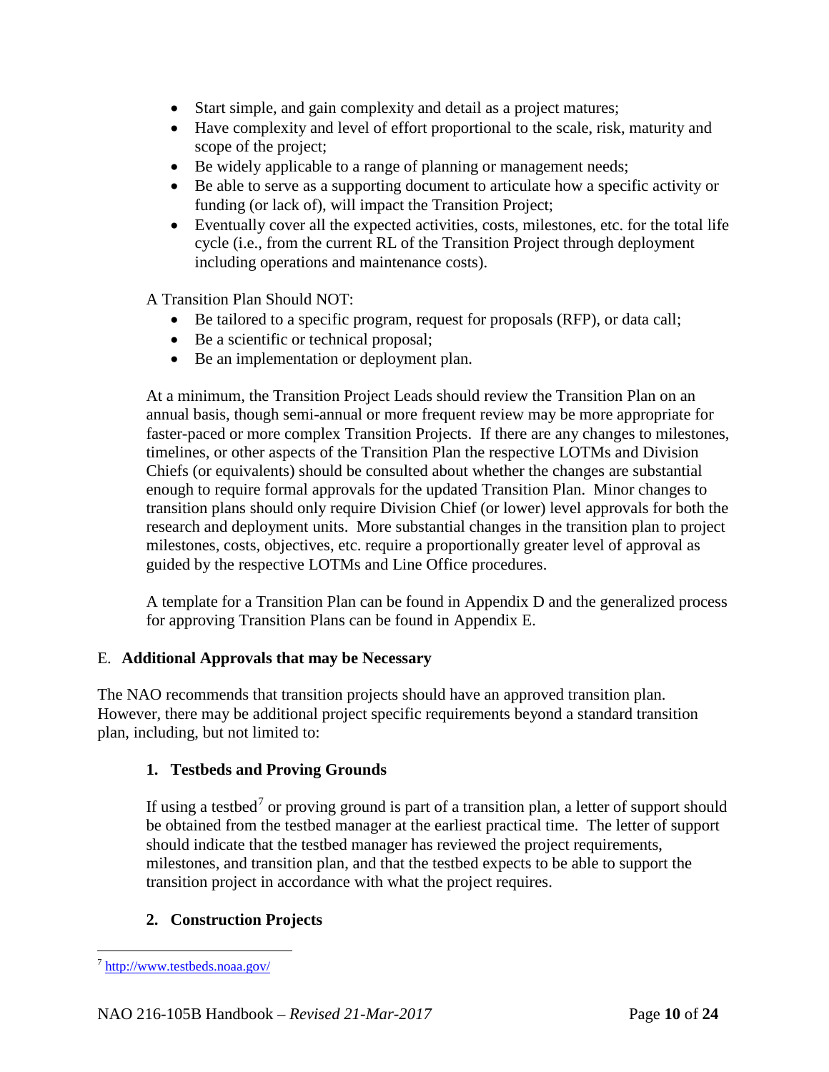- Start simple, and gain complexity and detail as a project matures;
- Have complexity and level of effort proportional to the scale, risk, maturity and scope of the project;
- Be widely applicable to a range of planning or management needs;
- Be able to serve as a supporting document to articulate how a specific activity or funding (or lack of), will impact the Transition Project;
- Eventually cover all the expected activities, costs, milestones, etc. for the total life cycle (i.e., from the current RL of the Transition Project through deployment including operations and maintenance costs).

A Transition Plan Should NOT:

- Be tailored to a specific program, request for proposals (RFP), or data call;
- Be a scientific or technical proposal;
- Be an implementation or deployment plan.

At a minimum, the Transition Project Leads should review the Transition Plan on an annual basis, though semi-annual or more frequent review may be more appropriate for faster-paced or more complex Transition Projects. If there are any changes to milestones, timelines, or other aspects of the Transition Plan the respective LOTMs and Division Chiefs (or equivalents) should be consulted about whether the changes are substantial enough to require formal approvals for the updated Transition Plan. Minor changes to transition plans should only require Division Chief (or lower) level approvals for both the research and deployment units. More substantial changes in the transition plan to project milestones, costs, objectives, etc. require a proportionally greater level of approval as guided by the respective LOTMs and Line Office procedures.

A template for a Transition Plan can be found in Appendix D and the generalized process for approving Transition Plans can be found in Appendix E.

## E. **Additional Approvals that may be Necessary**

The NAO recommends that transition projects should have an approved transition plan. However, there may be additional project specific requirements beyond a standard transition plan, including, but not limited to:

### 1. **Testbeds and Proving Grounds**

If using a testbed[7] or proving ground is part of a transition plan, a letter of support should be obtained from the testbed manager at the earliest practical time. The letter of support should indicate that the testbed manager has reviewed the project requirements, milestones, and transition plan, and that the testbed expects to be able to support the transition project in accordance with what the project requires.

### 2. **Construction Projects**

[7] http://www.testbeds.noaa.gov/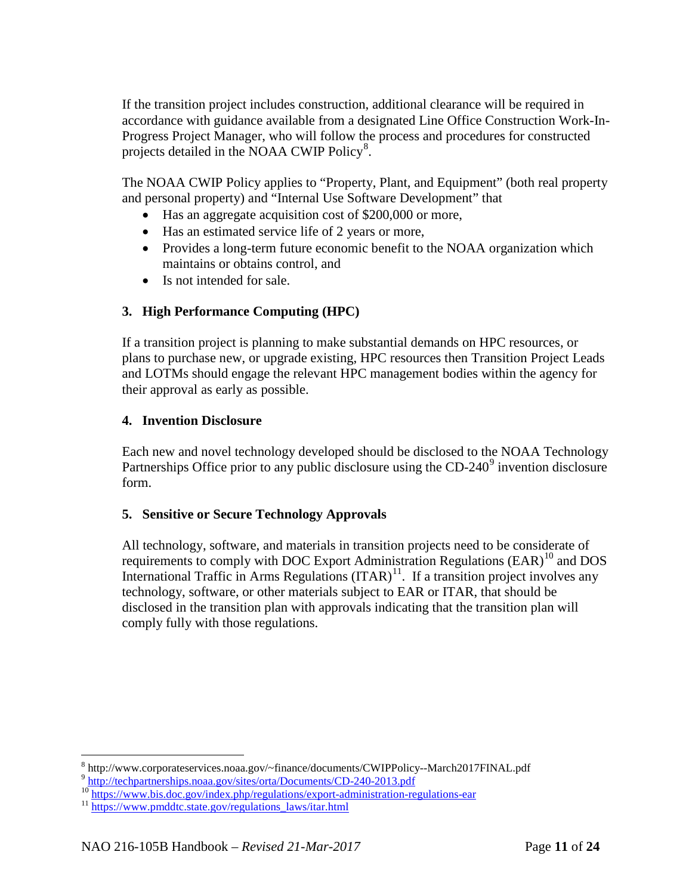If the transition project includes construction, additional clearance will be required in accordance with guidance available from a designated Line Office Construction Work-In-Progress Project Manager, who will follow the process and procedures for constructed projects detailed in the NOAA CWIP Policy[8].

The NOAA CWIP Policy applies to "Property, Plant, and Equipment" (both real property and personal property) and "Internal Use Software Development" that

- Has an aggregate acquisition cost of $200,000 or more,
- Has an estimated service life of 2 years or more,
- Provides a long-term future economic benefit to the NOAA organization which maintains or obtains control, and
- Is not intended for sale.

### 3. High Performance Computing (HPC)

If a transition project is planning to make substantial demands on HPC resources, or plans to purchase new, or upgrade existing, HPC resources then Transition Project Leads and LOTMs should engage the relevant HPC management bodies within the agency for their approval as early as possible.

### 4. Invention Disclosure

Each new and novel technology developed should be disclosed to the NOAA Technology Partnerships Office prior to any public disclosure using the CD-240[9] invention disclosure form.

### 5. Sensitive or Secure Technology Approvals

All technology, software, and materials in transition projects need to be considerate of requirements to comply with DOC Export Administration Regulations (EAR)[10] and DOS International Traffic in Arms Regulations (ITAR)[11]. If a transition project involves any technology, software, or other materials subject to EAR or ITAR, that should be disclosed in the transition plan with approvals indicating that the transition plan will comply fully with those regulations.

---

[8] http://www.corporateservices.noaa.gov/~finance/documents/CWIPPolicy--March2017FINAL.pdf
[9] http://techpartnerships.noaa.gov/sites/orta/Documents/CD-240-2013.pdf
[10] https://www.bis.doc.gov/index.php/regulations/export-administration-regulations-ear
[11] https://www.pmddtc.state.gov/regulations_laws/itar.html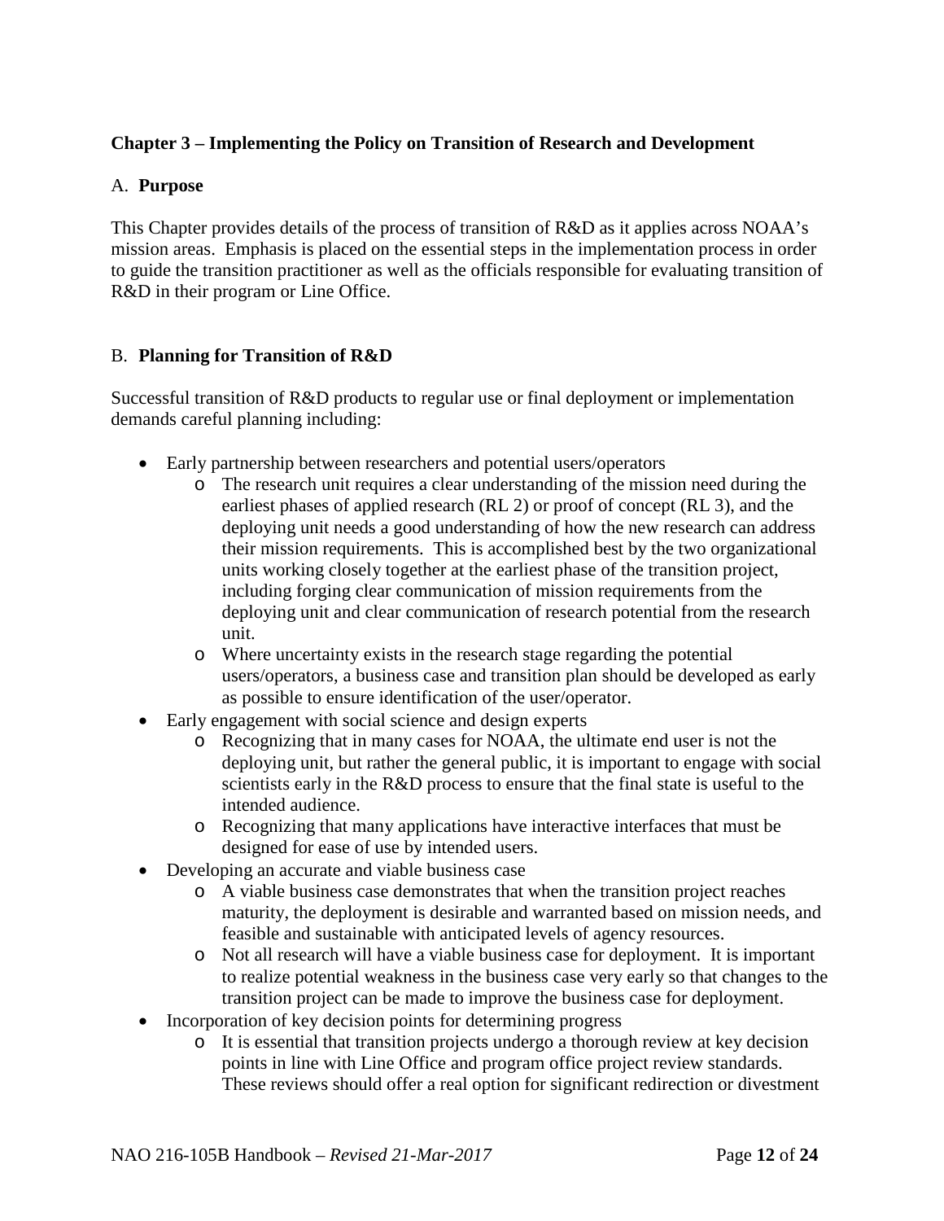## Chapter 3 – Implementing the Policy on Transition of Research and Development

### A. **Purpose**

This Chapter provides details of the process of transition of R&D as it applies across NOAA's mission areas. Emphasis is placed on the essential steps in the implementation process in order to guide the transition practitioner as well as the officials responsible for evaluating transition of R&D in their program or Line Office.

### B. **Planning for Transition of R&D**

Successful transition of R&D products to regular use or final deployment or implementation demands careful planning including:

- Early partnership between researchers and potential users/operators
  - The research unit requires a clear understanding of the mission need during the earliest phases of applied research (RL 2) or proof of concept (RL 3), and the deploying unit needs a good understanding of how the new research can address their mission requirements. This is accomplished best by the two organizational units working closely together at the earliest phase of the transition project, including forging clear communication of mission requirements from the deploying unit and clear communication of research potential from the research unit.
  - Where uncertainty exists in the research stage regarding the potential users/operators, a business case and transition plan should be developed as early as possible to ensure identification of the user/operator.
- Early engagement with social science and design experts
  - Recognizing that in many cases for NOAA, the ultimate end user is not the deploying unit, but rather the general public, it is important to engage with social scientists early in the R&D process to ensure that the final state is useful to the intended audience.
  - Recognizing that many applications have interactive interfaces that must be designed for ease of use by intended users.
- Developing an accurate and viable business case
  - A viable business case demonstrates that when the transition project reaches maturity, the deployment is desirable and warranted based on mission needs, and feasible and sustainable with anticipated levels of agency resources.
  - Not all research will have a viable business case for deployment. It is important to realize potential weakness in the business case very early so that changes to the transition project can be made to improve the business case for deployment.
- Incorporation of key decision points for determining progress
  - It is essential that transition projects undergo a thorough review at key decision points in line with Line Office and program office project review standards. These reviews should offer a real option for significant redirection or divestment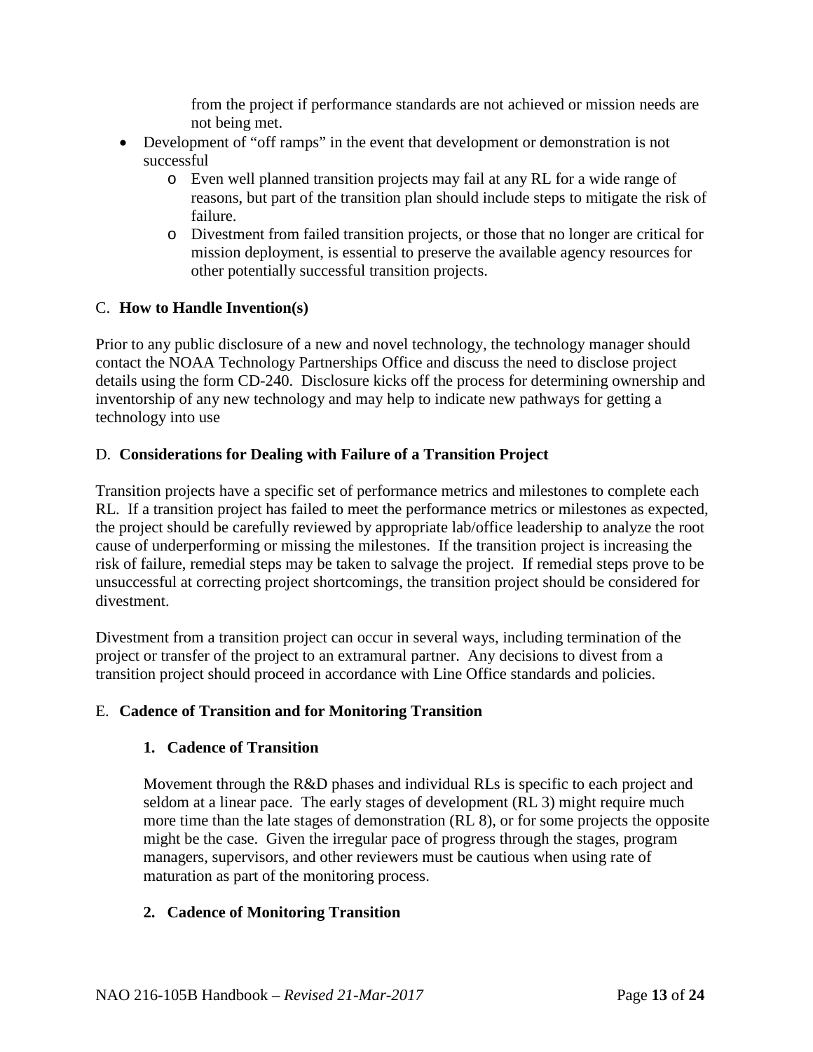from the project if performance standards are not achieved or mission needs are not being met.

- Development of "off ramps" in the event that development or demonstration is not successful
  - Even well planned transition projects may fail at any RL for a wide range of reasons, but part of the transition plan should include steps to mitigate the risk of failure.
  - Divestment from failed transition projects, or those that no longer are critical for mission deployment, is essential to preserve the available agency resources for other potentially successful transition projects.

### C. **How to Handle Invention(s)**

Prior to any public disclosure of a new and novel technology, the technology manager should contact the NOAA Technology Partnerships Office and discuss the need to disclose project details using the form CD-240. Disclosure kicks off the process for determining ownership and inventorship of any new technology and may help to indicate new pathways for getting a technology into use

### D. **Considerations for Dealing with Failure of a Transition Project**

Transition projects have a specific set of performance metrics and milestones to complete each RL. If a transition project has failed to meet the performance metrics or milestones as expected, the project should be carefully reviewed by appropriate lab/office leadership to analyze the root cause of underperforming or missing the milestones. If the transition project is increasing the risk of failure, remedial steps may be taken to salvage the project. If remedial steps prove to be unsuccessful at correcting project shortcomings, the transition project should be considered for divestment.

Divestment from a transition project can occur in several ways, including termination of the project or transfer of the project to an extramural partner. Any decisions to divest from a transition project should proceed in accordance with Line Office standards and policies.

### E. **Cadence of Transition and for Monitoring Transition**

#### **1. Cadence of Transition**

Movement through the R&D phases and individual RLs is specific to each project and seldom at a linear pace. The early stages of development (RL 3) might require much more time than the late stages of demonstration (RL 8), or for some projects the opposite might be the case. Given the irregular pace of progress through the stages, program managers, supervisors, and other reviewers must be cautious when using rate of maturation as part of the monitoring process.

#### **2. Cadence of Monitoring Transition**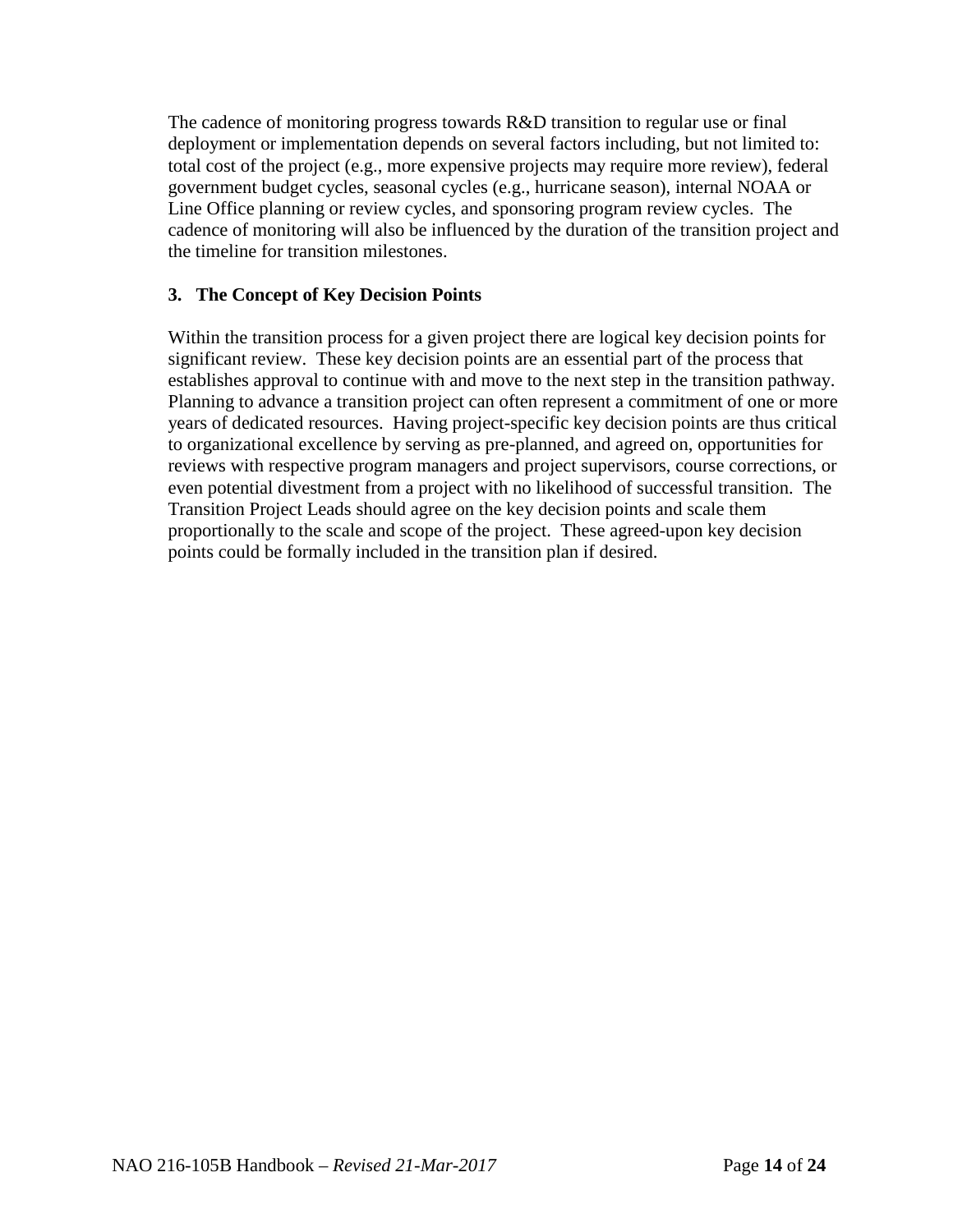The cadence of monitoring progress towards R&D transition to regular use or final deployment or implementation depends on several factors including, but not limited to: total cost of the project (e.g., more expensive projects may require more review), federal government budget cycles, seasonal cycles (e.g., hurricane season), internal NOAA or Line Office planning or review cycles, and sponsoring program review cycles. The cadence of monitoring will also be influenced by the duration of the transition project and the timeline for transition milestones.

### 3. The Concept of Key Decision Points

Within the transition process for a given project there are logical key decision points for significant review. These key decision points are an essential part of the process that establishes approval to continue with and move to the next step in the transition pathway. Planning to advance a transition project can often represent a commitment of one or more years of dedicated resources. Having project-specific key decision points are thus critical to organizational excellence by serving as pre-planned, and agreed on, opportunities for reviews with respective program managers and project supervisors, course corrections, or even potential divestment from a project with no likelihood of successful transition. The Transition Project Leads should agree on the key decision points and scale them proportionally to the scale and scope of the project. These agreed-upon key decision points could be formally included in the transition plan if desired.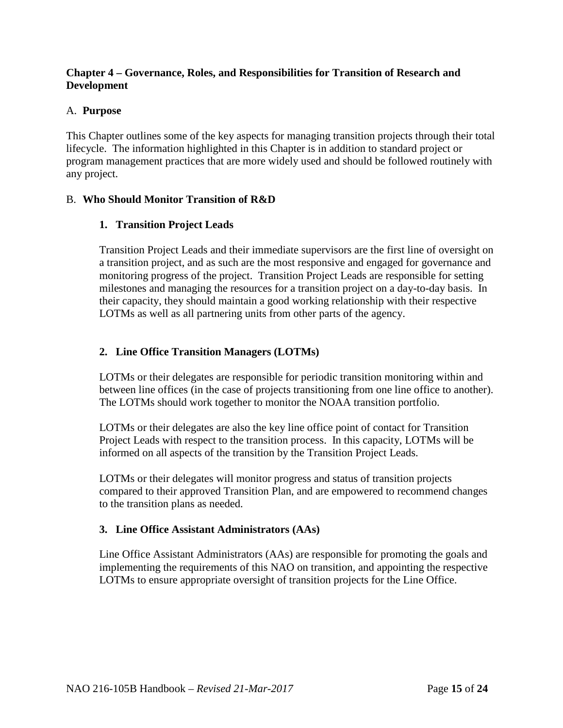## Chapter 4 – Governance, Roles, and Responsibilities for Transition of Research and Development

### A. Purpose

This Chapter outlines some of the key aspects for managing transition projects through their total lifecycle. The information highlighted in this Chapter is in addition to standard project or program management practices that are more widely used and should be followed routinely with any project.

### B. Who Should Monitor Transition of R&D

#### 1. Transition Project Leads

Transition Project Leads and their immediate supervisors are the first line of oversight on a transition project, and as such are the most responsive and engaged for governance and monitoring progress of the project. Transition Project Leads are responsible for setting milestones and managing the resources for a transition project on a day-to-day basis. In their capacity, they should maintain a good working relationship with their respective LOTMs as well as all partnering units from other parts of the agency.

#### 2. Line Office Transition Managers (LOTMs)

LOTMs or their delegates are responsible for periodic transition monitoring within and between line offices (in the case of projects transitioning from one line office to another). The LOTMs should work together to monitor the NOAA transition portfolio.

LOTMs or their delegates are also the key line office point of contact for Transition Project Leads with respect to the transition process. In this capacity, LOTMs will be informed on all aspects of the transition by the Transition Project Leads.

LOTMs or their delegates will monitor progress and status of transition projects compared to their approved Transition Plan, and are empowered to recommend changes to the transition plans as needed.

#### 3. Line Office Assistant Administrators (AAs)

Line Office Assistant Administrators (AAs) are responsible for promoting the goals and implementing the requirements of this NAO on transition, and appointing the respective LOTMs to ensure appropriate oversight of transition projects for the Line Office.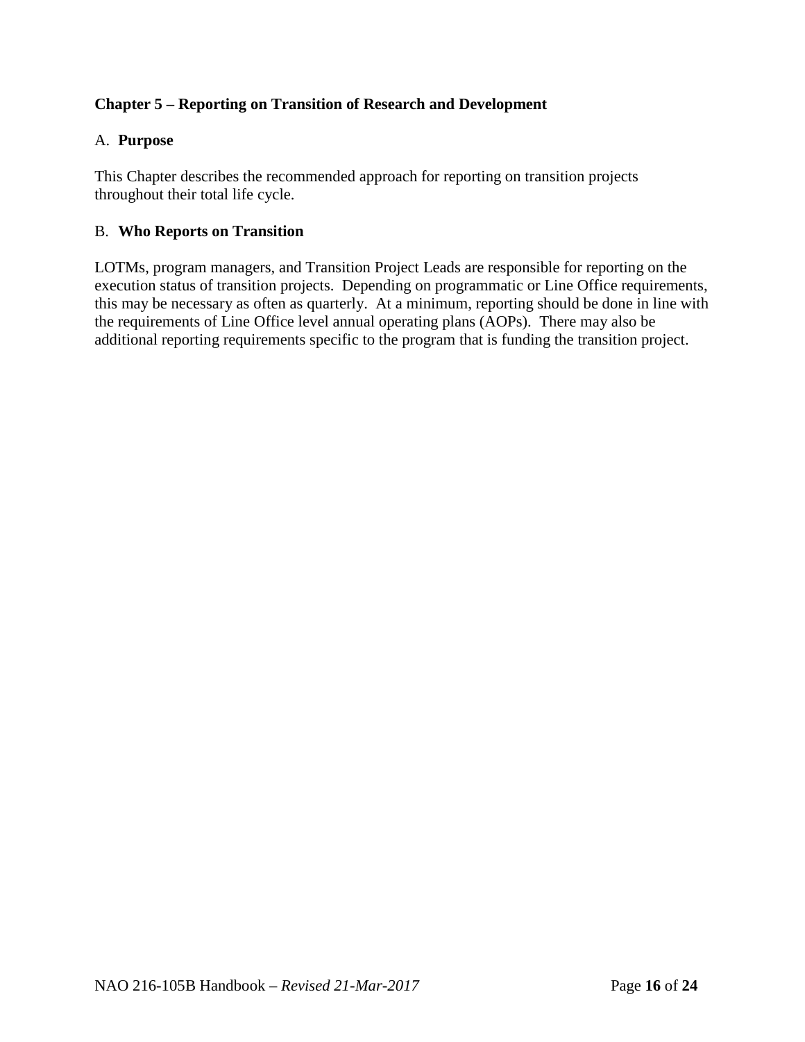## Chapter 5 – Reporting on Transition of Research and Development

### A. **Purpose**

This Chapter describes the recommended approach for reporting on transition projects throughout their total life cycle.

### B. **Who Reports on Transition**

LOTMs, program managers, and Transition Project Leads are responsible for reporting on the execution status of transition projects. Depending on programmatic or Line Office requirements, this may be necessary as often as quarterly. At a minimum, reporting should be done in line with the requirements of Line Office level annual operating plans (AOPs). There may also be additional reporting requirements specific to the program that is funding the transition project.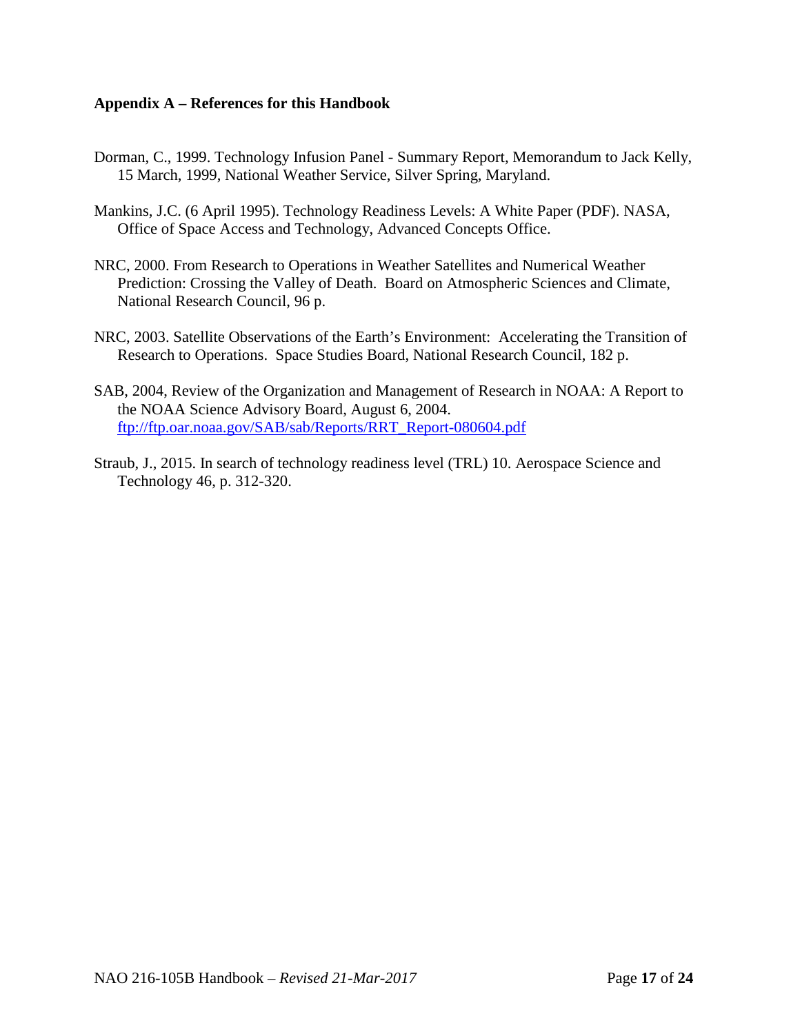**Appendix A – References for this Handbook**

Dorman, C., 1999. Technology Infusion Panel - Summary Report, Memorandum to Jack Kelly, 15 March, 1999, National Weather Service, Silver Spring, Maryland.

Mankins, J.C. (6 April 1995). Technology Readiness Levels: A White Paper (PDF). NASA, Office of Space Access and Technology, Advanced Concepts Office.

NRC, 2000. From Research to Operations in Weather Satellites and Numerical Weather Prediction: Crossing the Valley of Death. Board on Atmospheric Sciences and Climate, National Research Council, 96 p.

NRC, 2003. Satellite Observations of the Earth's Environment: Accelerating the Transition of Research to Operations. Space Studies Board, National Research Council, 182 p.

SAB, 2004, Review of the Organization and Management of Research in NOAA: A Report to the NOAA Science Advisory Board, August 6, 2004. [ftp://ftp.oar.noaa.gov/SAB/sab/Reports/RRT_Report-080604.pdf](ftp://ftp.oar.noaa.gov/SAB/sab/Reports/RRT_Report-080604.pdf)

Straub, J., 2015. In search of technology readiness level (TRL) 10. Aerospace Science and Technology 46, p. 312-320.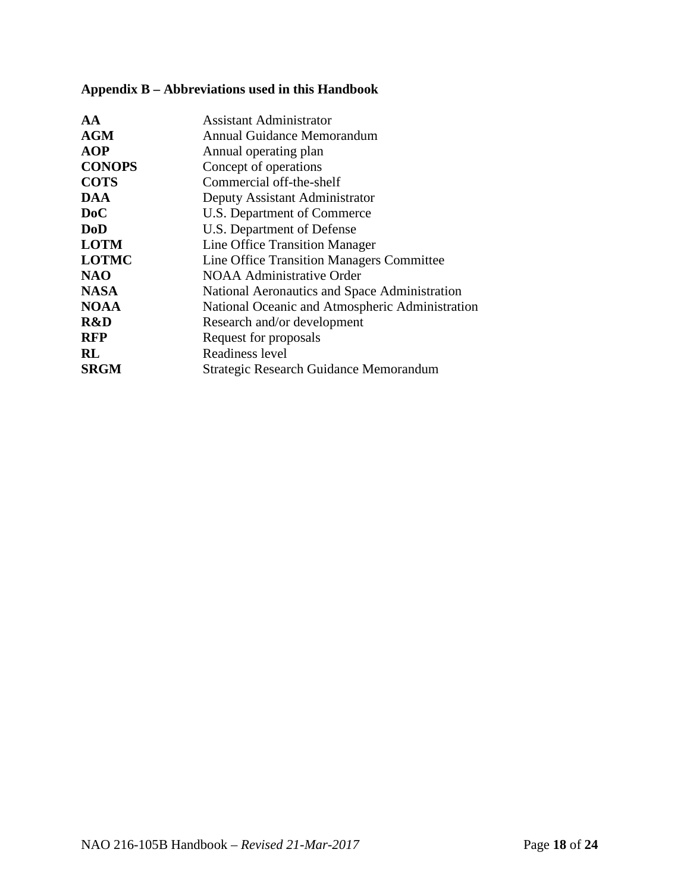## Appendix B – Abbreviations used in this Handbook

| | |
|---|---|
| **AA** | Assistant Administrator |
| **AGM** | Annual Guidance Memorandum |
| **AOP** | Annual operating plan |
| **CONOPS** | Concept of operations |
| **COTS** | Commercial off-the-shelf |
| **DAA** | Deputy Assistant Administrator |
| **DoC** | U.S. Department of Commerce |
| **DoD** | U.S. Department of Defense |
| **LOTM** | Line Office Transition Manager |
| **LOTMC** | Line Office Transition Managers Committee |
| **NAO** | NOAA Administrative Order |
| **NASA** | National Aeronautics and Space Administration |
| **NOAA** | National Oceanic and Atmospheric Administration |
| **R&D** | Research and/or development |
| **RFP** | Request for proposals |
| **RL** | Readiness level |
| **SRGM** | Strategic Research Guidance Memorandum |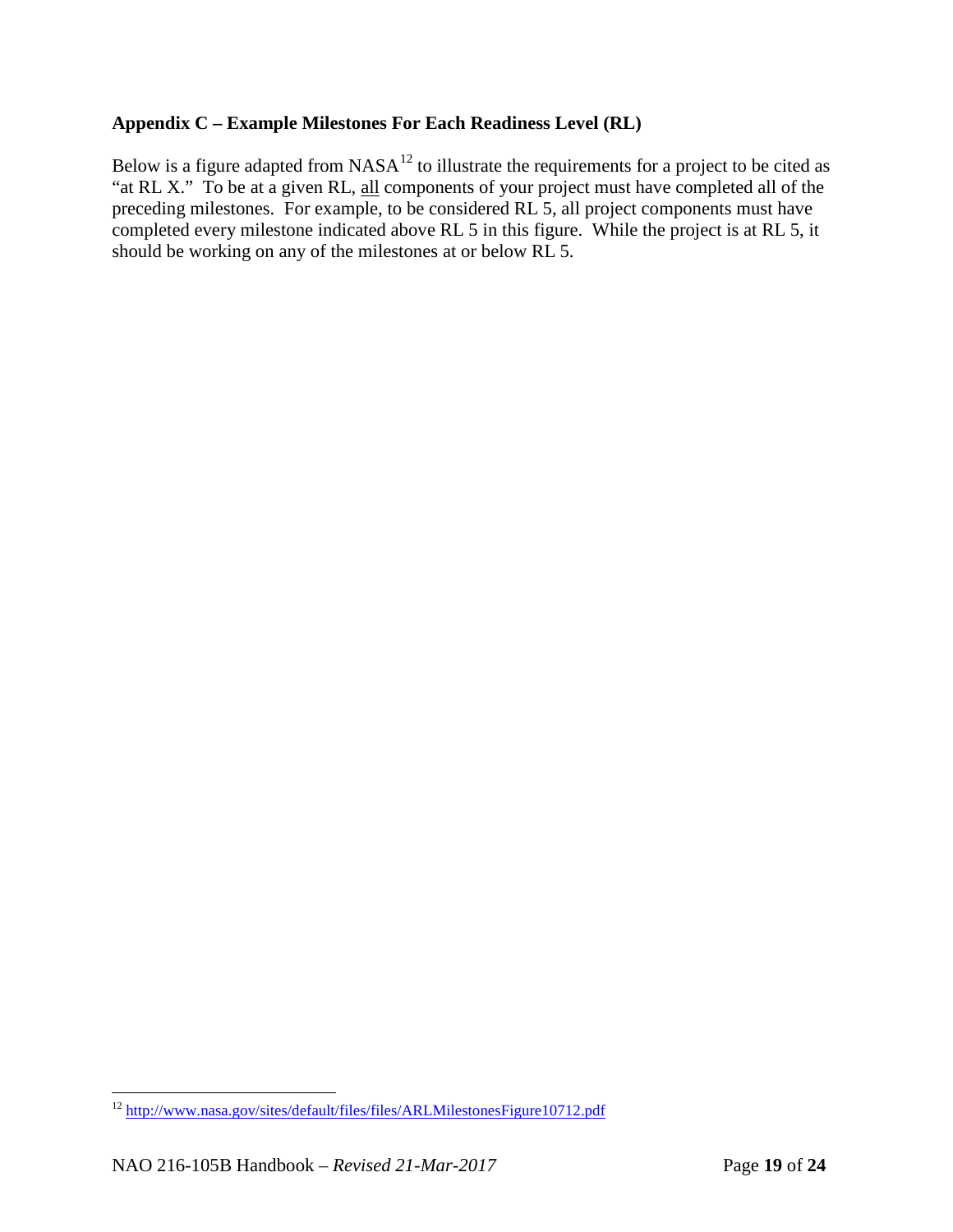## Appendix C – Example Milestones For Each Readiness Level (RL)

Below is a figure adapted from NASA[12] to illustrate the requirements for a project to be cited as "at RL X." To be at a given RL, <u>all</u> components of your project must have completed all of the preceding milestones. For example, to be considered RL 5, all project components must have completed every milestone indicated above RL 5 in this figure. While the project is at RL 5, it should be working on any of the milestones at or below RL 5.

[12] http://www.nasa.gov/sites/default/files/files/ARLMilestonesFigure10712.pdf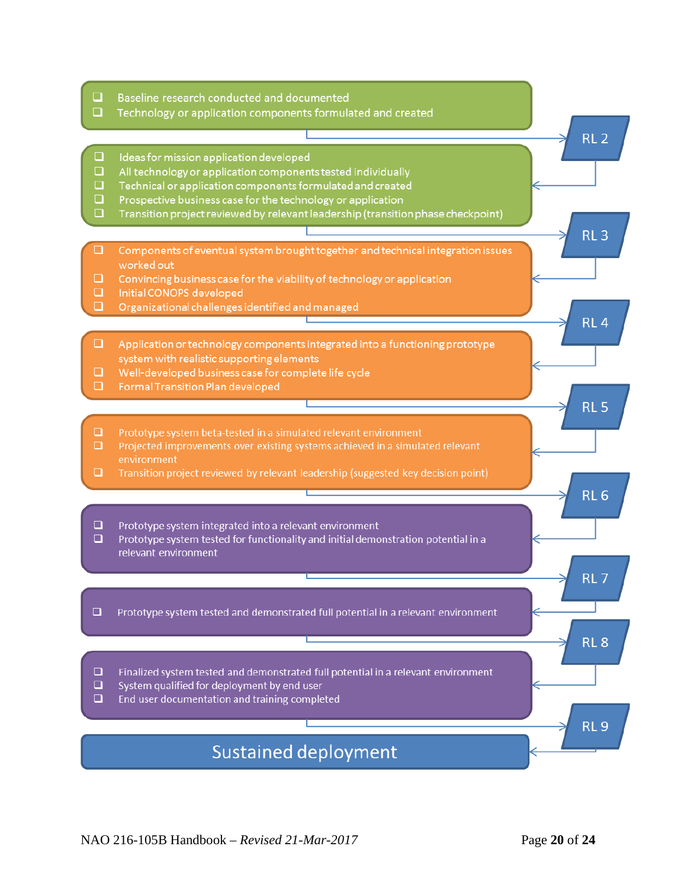- ❑ Baseline research conducted and documented
- ❑ Technology or application components formulated and created

**RL 2**

- ❑ Ideas for mission application developed
- ❑ All technology or application components tested individually
- ❑ Technical or application components formulated and created
- ❑ Prospective business case for the technology or application
- ❑ Transition project reviewed by relevant leadership (transition phase checkpoint)

**RL 3**

- ❑ Components of eventual system brought together and technical integration issues worked out
- ❑ Convincing business case for the viability of technology or application
- ❑ Initial CONOPS developed
- ❑ Organizational challenges identified and managed

**RL 4**

- ❑ Application or technology components integrated into a functioning prototype system with realistic supporting elements
- ❑ Well-developed business case for complete life cycle
- ❑ Formal Transition Plan developed

**RL 5**

- ❑ Prototype system beta-tested in a simulated relevant environment
- ❑ Projected improvements over existing systems achieved in a simulated relevant environment
- ❑ Transition project reviewed by relevant leadership (suggested key decision point)

**RL 6**

- ❑ Prototype system integrated into a relevant environment
- ❑ Prototype system tested for functionality and initial demonstration potential in a relevant environment

**RL 7**

- ❑ Prototype system tested and demonstrated full potential in a relevant environment

**RL 8**

- ❑ Finalized system tested and demonstrated full potential in a relevant environment
- ❑ System qualified for deployment by end user
- ❑ End user documentation and training completed

**RL 9**

**Sustained deployment**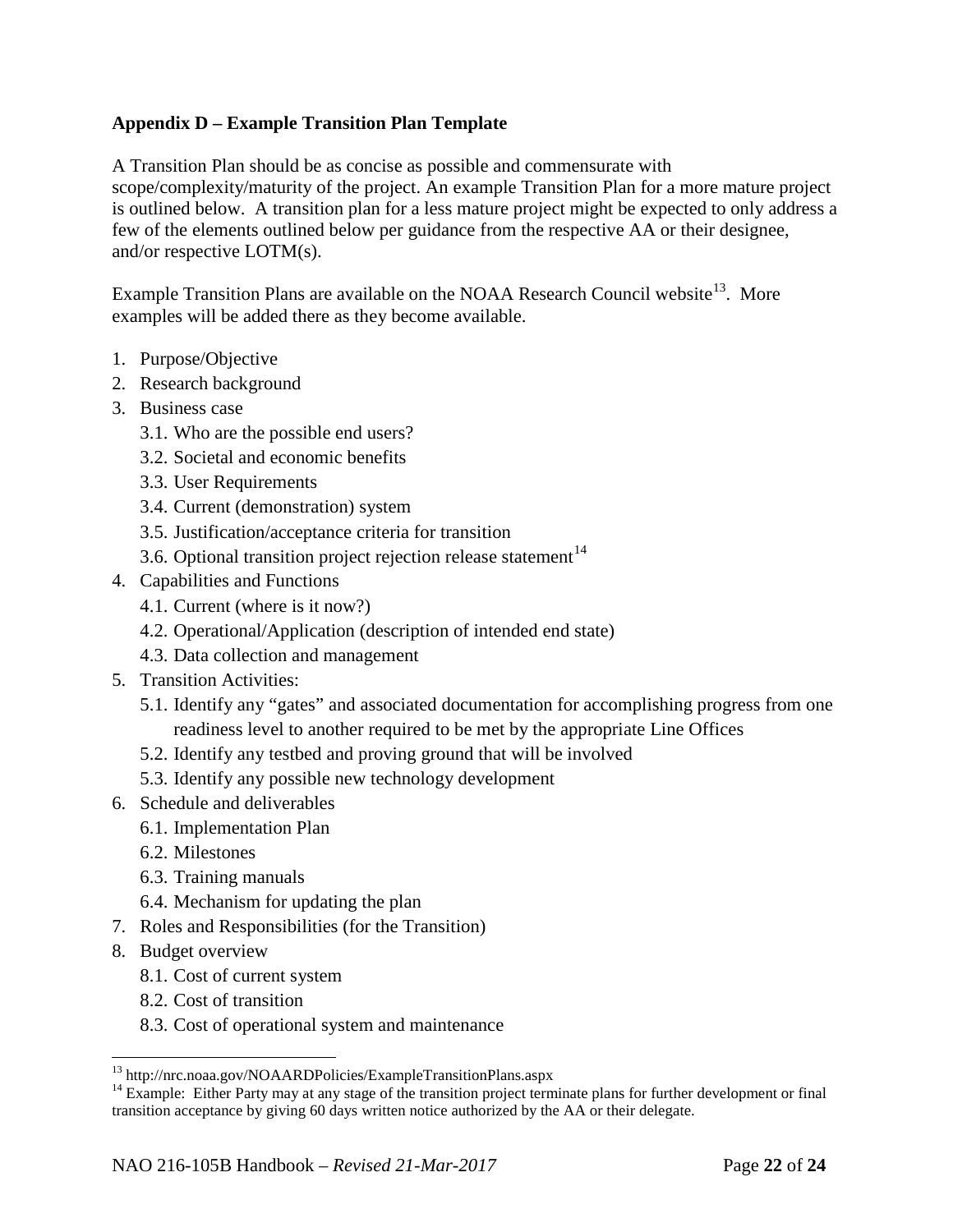## Appendix D – Example Transition Plan Template

A Transition Plan should be as concise as possible and commensurate with scope/complexity/maturity of the project. An example Transition Plan for a more mature project is outlined below. A transition plan for a less mature project might be expected to only address a few of the elements outlined below per guidance from the respective AA or their designee, and/or respective LOTM(s).

Example Transition Plans are available on the NOAA Research Council website[13]. More examples will be added there as they become available.

1. Purpose/Objective
2. Research background
3. Business case
   - 3.1. Who are the possible end users?
   - 3.2. Societal and economic benefits
   - 3.3. User Requirements
   - 3.4. Current (demonstration) system
   - 3.5. Justification/acceptance criteria for transition
   - 3.6. Optional transition project rejection release statement[14]
4. Capabilities and Functions
   - 4.1. Current (where is it now?)
   - 4.2. Operational/Application (description of intended end state)
   - 4.3. Data collection and management
5. Transition Activities:
   - 5.1. Identify any "gates" and associated documentation for accomplishing progress from one readiness level to another required to be met by the appropriate Line Offices
   - 5.2. Identify any testbed and proving ground that will be involved
   - 5.3. Identify any possible new technology development
6. Schedule and deliverables
   - 6.1. Implementation Plan
   - 6.2. Milestones
   - 6.3. Training manuals
   - 6.4. Mechanism for updating the plan
7. Roles and Responsibilities (for the Transition)
8. Budget overview
   - 8.1. Cost of current system
   - 8.2. Cost of transition
   - 8.3. Cost of operational system and maintenance

---

[13] http://nrc.noaa.gov/NOAARDPolicies/ExampleTransitionPlans.aspx

[14] Example: Either Party may at any stage of the transition project terminate plans for further development or final transition acceptance by giving 60 days written notice authorized by the AA or their delegate.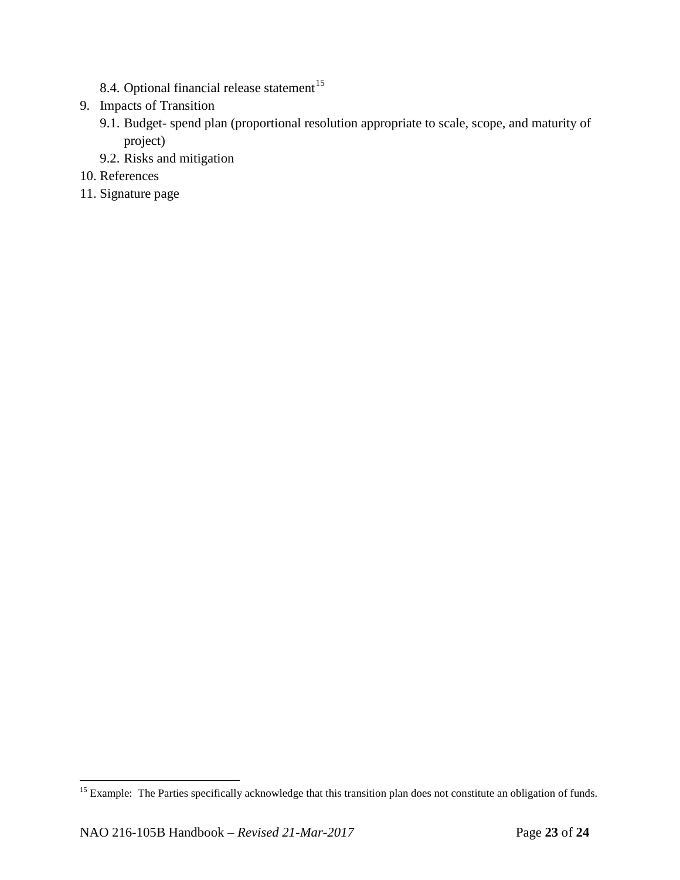8.4. Optional financial release statement[15]

9. Impacts of Transition
   9.1. Budget- spend plan (proportional resolution appropriate to scale, scope, and maturity of project)
   9.2. Risks and mitigation
10. References
11. Signature page

[15] Example: The Parties specifically acknowledge that this transition plan does not constitute an obligation of funds.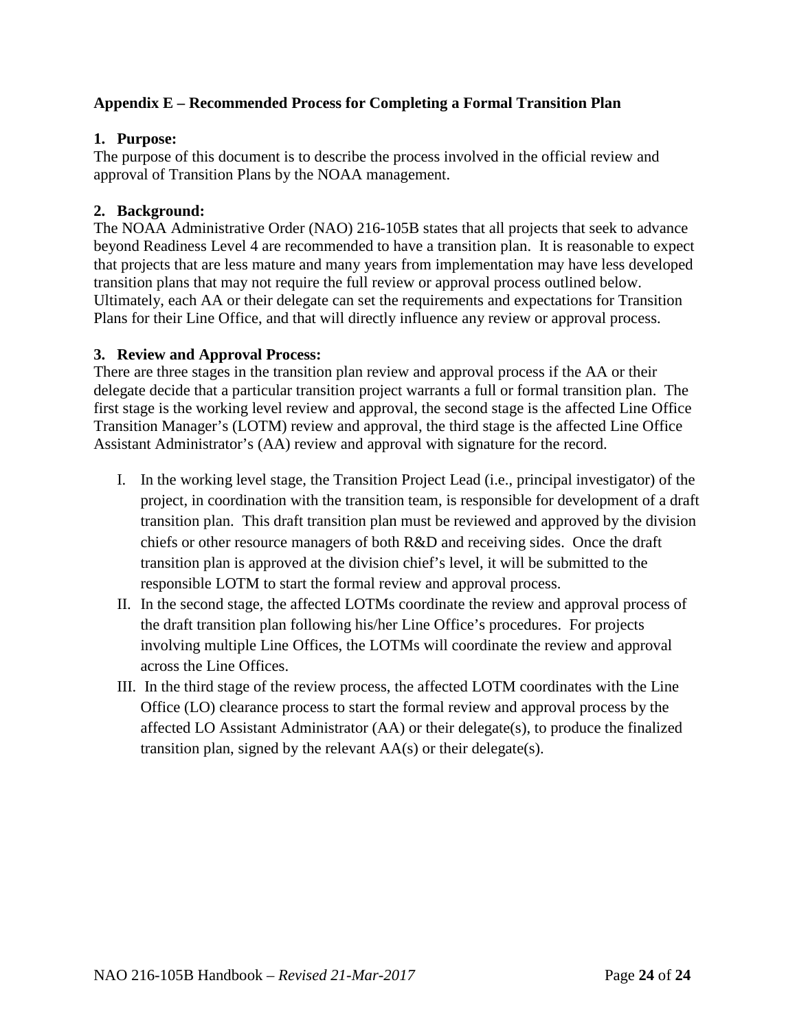## Appendix E – Recommended Process for Completing a Formal Transition Plan

### 1. Purpose:

The purpose of this document is to describe the process involved in the official review and approval of Transition Plans by the NOAA management.

### 2. Background:

The NOAA Administrative Order (NAO) 216-105B states that all projects that seek to advance beyond Readiness Level 4 are recommended to have a transition plan. It is reasonable to expect that projects that are less mature and many years from implementation may have less developed transition plans that may not require the full review or approval process outlined below. Ultimately, each AA or their delegate can set the requirements and expectations for Transition Plans for their Line Office, and that will directly influence any review or approval process.

### 3. Review and Approval Process:

There are three stages in the transition plan review and approval process if the AA or their delegate decide that a particular transition project warrants a full or formal transition plan. The first stage is the working level review and approval, the second stage is the affected Line Office Transition Manager's (LOTM) review and approval, the third stage is the affected Line Office Assistant Administrator's (AA) review and approval with signature for the record.

I. In the working level stage, the Transition Project Lead (i.e., principal investigator) of the project, in coordination with the transition team, is responsible for development of a draft transition plan. This draft transition plan must be reviewed and approved by the division chiefs or other resource managers of both R&D and receiving sides. Once the draft transition plan is approved at the division chief's level, it will be submitted to the responsible LOTM to start the formal review and approval process.

II. In the second stage, the affected LOTMs coordinate the review and approval process of the draft transition plan following his/her Line Office's procedures. For projects involving multiple Line Offices, the LOTMs will coordinate the review and approval across the Line Offices.

III. In the third stage of the review process, the affected LOTM coordinates with the Line Office (LO) clearance process to start the formal review and approval process by the affected LO Assistant Administrator (AA) or their delegate(s), to produce the finalized transition plan, signed by the relevant AA(s) or their delegate(s).